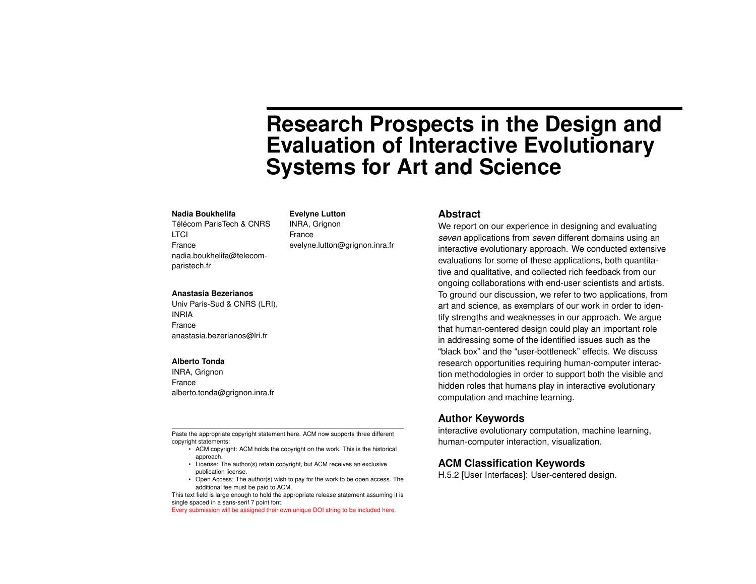# Research Prospects in the Design and Evaluation of Interactive Evolutionary Systems for Art and Science

**Nadia Boukhelifa**
Télécom ParisTech & CNRS LTCI
France
nadia.boukhelifa@telecom-paristech.fr

**Anastasia Bezerianos**
Univ Paris-Sud & CNRS (LRI), INRIA
France
anastasia.bezerianos@lri.fr

**Alberto Tonda**
INRA, Grignon
France
alberto.tonda@grignon.inra.fr

**Evelyne Lutton**
INRA, Grignon
France
evelyne.lutton@grignon.inra.fr

Paste the appropriate copyright statement here. ACM now supports three different copyright statements:

- ACM copyright: ACM holds the copyright on the work. This is the historical approach.
- License: The author(s) retain copyright, but ACM receives an exclusive publication license.
- Open Access: The author(s) wish to pay for the work to be open access. The additional fee must be paid to ACM.

This text field is large enough to hold the appropriate release statement assuming it is single spaced in a sans-serif 7 point font.

Every submission will be assigned their own unique DOI string to be included here.

## Abstract

We report on our experience in designing and evaluating *seven* applications from *seven* different domains using an interactive evolutionary approach. We conducted extensive evaluations for some of these applications, both quantitative and qualitative, and collected rich feedback from our ongoing collaborations with end-user scientists and artists. To ground our discussion, we refer to two applications, from art and science, as exemplars of our work in order to identify strengths and weaknesses in our approach. We argue that human-centered design could play an important role in addressing some of the identified issues such as the "black box" and the "user-bottleneck" effects. We discuss research opportunities requiring human-computer interaction methodologies in order to support both the visible and hidden roles that humans play in interactive evolutionary computation and machine learning.

## Author Keywords

interactive evolutionary computation, machine learning, human-computer interaction, visualization.

## ACM Classification Keywords

H.5.2 [User Interfaces]: User-centered design.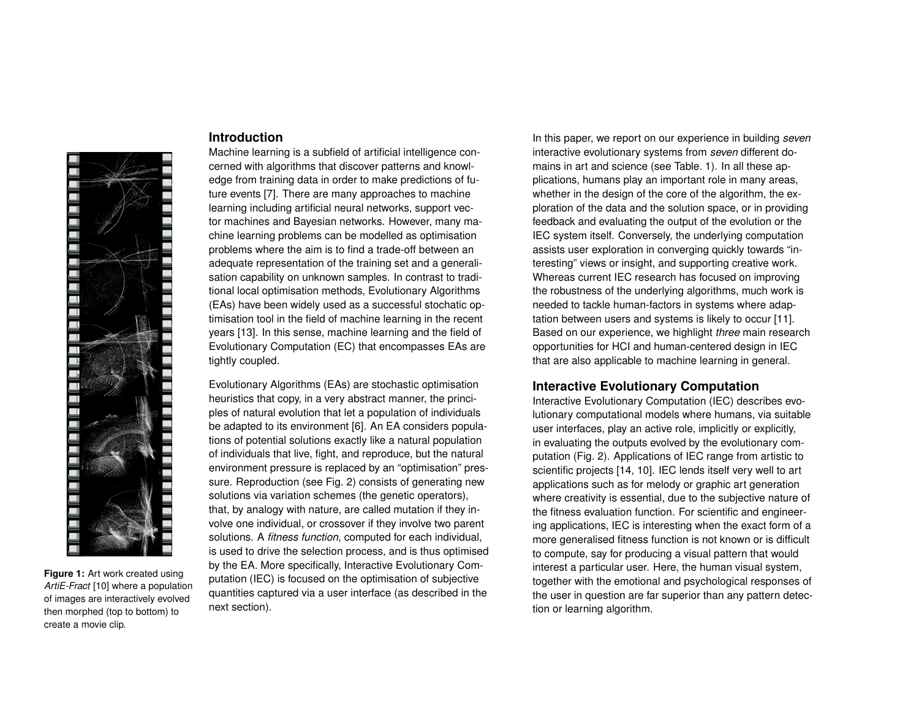## Introduction

Machine learning is a subfield of artificial intelligence concerned with algorithms that discover patterns and knowledge from training data in order to make predictions of future events [7]. There are many approaches to machine learning including artificial neural networks, support vector machines and Bayesian networks. However, many machine learning problems can be modelled as optimisation problems where the aim is to find a trade-off between an adequate representation of the training set and a generalisation capability on unknown samples. In contrast to traditional local optimisation methods, Evolutionary Algorithms (EAs) have been widely used as a successful stochatic optimisation tool in the field of machine learning in the recent years [13]. In this sense, machine learning and the field of Evolutionary Computation (EC) that encompasses EAs are tightly coupled.

Evolutionary Algorithms (EAs) are stochastic optimisation heuristics that copy, in a very abstract manner, the principles of natural evolution that let a population of individuals be adapted to its environment [6]. An EA considers populations of potential solutions exactly like a natural population of individuals that live, fight, and reproduce, but the natural environment pressure is replaced by an "optimisation" pressure. Reproduction (see Fig. 2) consists of generating new solutions via variation schemes (the genetic operators), that, by analogy with nature, are called mutation if they involve one individual, or crossover if they involve two parent solutions. A *fitness function*, computed for each individual, is used to drive the selection process, and is thus optimised by the EA. More specifically, Interactive Evolutionary Computation (IEC) is focused on the optimisation of subjective quantities captured via a user interface (as described in the next section).

**Figure 1:** Art work created using *ArtiE-Fract* [10] where a population of images are interactively evolved then morphed (top to bottom) to create a movie clip.

In this paper, we report on our experience in building *seven* interactive evolutionary systems from *seven* different domains in art and science (see Table. 1). In all these applications, humans play an important role in many areas, whether in the design of the core of the algorithm, the exploration of the data and the solution space, or in providing feedback and evaluating the output of the evolution or the IEC system itself. Conversely, the underlying computation assists user exploration in converging quickly towards "interesting" views or insight, and supporting creative work. Whereas current IEC research has focused on improving the robustness of the underlying algorithms, much work is needed to tackle human-factors in systems where adaptation between users and systems is likely to occur [11]. Based on our experience, we highlight *three* main research opportunities for HCI and human-centered design in IEC that are also applicable to machine learning in general.

## Interactive Evolutionary Computation

Interactive Evolutionary Computation (IEC) describes evolutionary computational models where humans, via suitable user interfaces, play an active role, implicitly or explicitly, in evaluating the outputs evolved by the evolutionary computation (Fig. 2). Applications of IEC range from artistic to scientific projects [14, 10]. IEC lends itself very well to art applications such as for melody or graphic art generation where creativity is essential, due to the subjective nature of the fitness evaluation function. For scientific and engineering applications, IEC is interesting when the exact form of a more generalised fitness function is not known or is difficult to compute, say for producing a visual pattern that would interest a particular user. Here, the human visual system, together with the emotional and psychological responses of the user in question are far superior than any pattern detection or learning algorithm.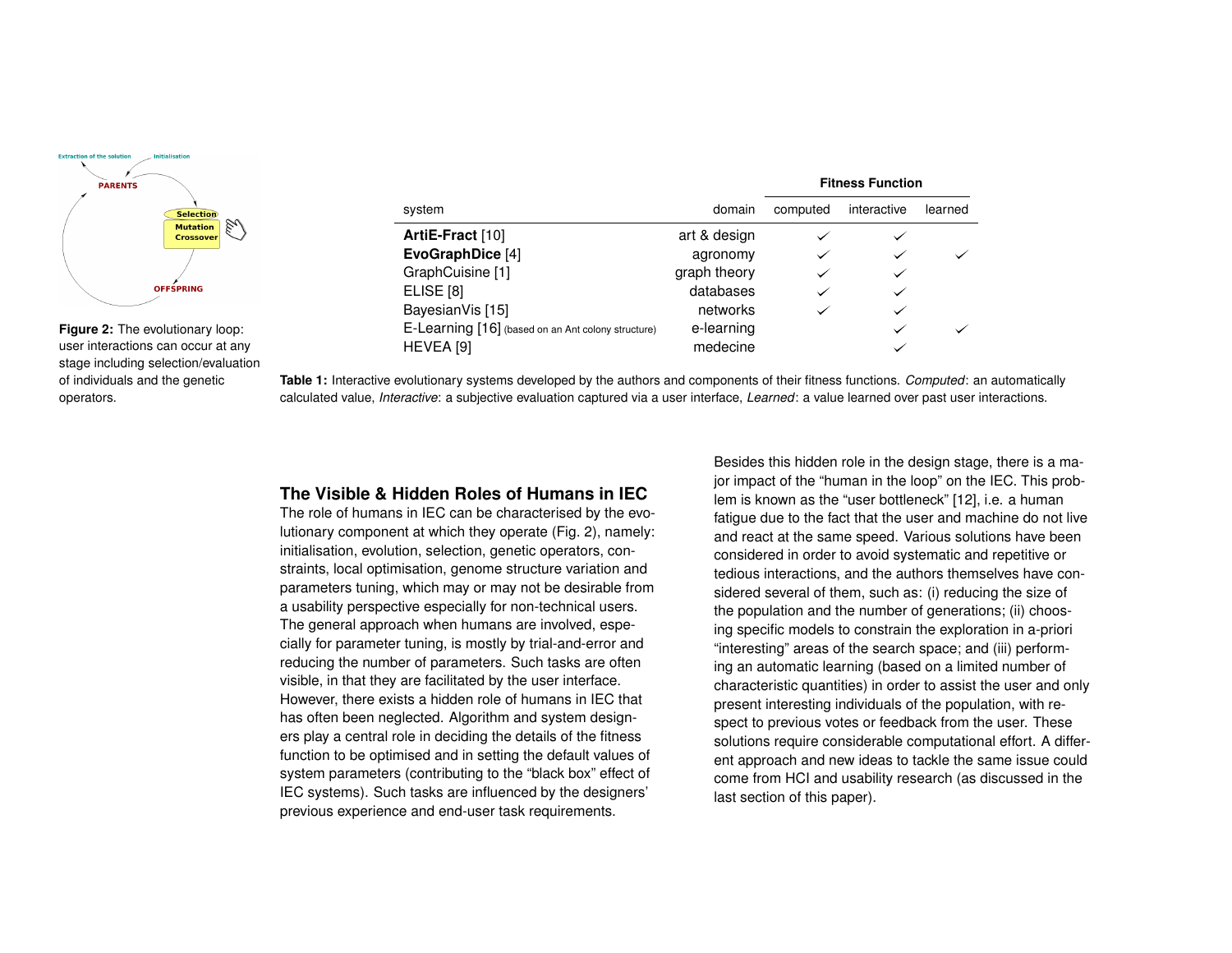Figure 2: The evolutionary loop: user interactions can occur at any stage including selection/evaluation of individuals and the genetic operators.

| system | domain | Fitness Function | | |
|---|---|---|---|---|
| | | computed | interactive | learned |
| **ArtiE-Fract** [10] | art & design | ✓ | ✓ | |
| **EvoGraphDice** [4] | agronomy | ✓ | ✓ | ✓ |
| GraphCuisine [1] | graph theory | ✓ | ✓ | |
| ELISE [8] | databases | ✓ | ✓ | |
| BayesianVis [15] | networks | ✓ | ✓ | |
| E-Learning [16] (based on an Ant colony structure) | e-learning | | ✓ | ✓ |
| HEVEA [9] | medecine | | ✓ | |

**Table 1:** Interactive evolutionary systems developed by the authors and components of their fitness functions. *Computed*: an automatically calculated value, *Interactive*: a subjective evaluation captured via a user interface, *Learned*: a value learned over past user interactions.

## The Visible & Hidden Roles of Humans in IEC

The role of humans in IEC can be characterised by the evolutionary component at which they operate (Fig. 2), namely: initialisation, evolution, selection, genetic operators, constraints, local optimisation, genome structure variation and parameters tuning, which may or may not be desirable from a usability perspective especially for non-technical users. The general approach when humans are involved, especially for parameter tuning, is mostly by trial-and-error and reducing the number of parameters. Such tasks are often visible, in that they are facilitated by the user interface. However, there exists a hidden role of humans in IEC that has often been neglected. Algorithm and system designers play a central role in deciding the details of the fitness function to be optimised and in setting the default values of system parameters (contributing to the "black box" effect of IEC systems). Such tasks are influenced by the designers' previous experience and end-user task requirements.

Besides this hidden role in the design stage, there is a major impact of the "human in the loop" on the IEC. This problem is known as the "user bottleneck" [12], i.e. a human fatigue due to the fact that the user and machine do not live and react at the same speed. Various solutions have been considered in order to avoid systematic and repetitive or tedious interactions, and the authors themselves have considered several of them, such as: (i) reducing the size of the population and the number of generations; (ii) choosing specific models to constrain the exploration in a-priori "interesting" areas of the search space; and (iii) performing an automatic learning (based on a limited number of characteristic quantities) in order to assist the user and only present interesting individuals of the population, with respect to previous votes or feedback from the user. These solutions require considerable computational effort. A different approach and new ideas to tackle the same issue could come from HCI and usability research (as discussed in the last section of this paper).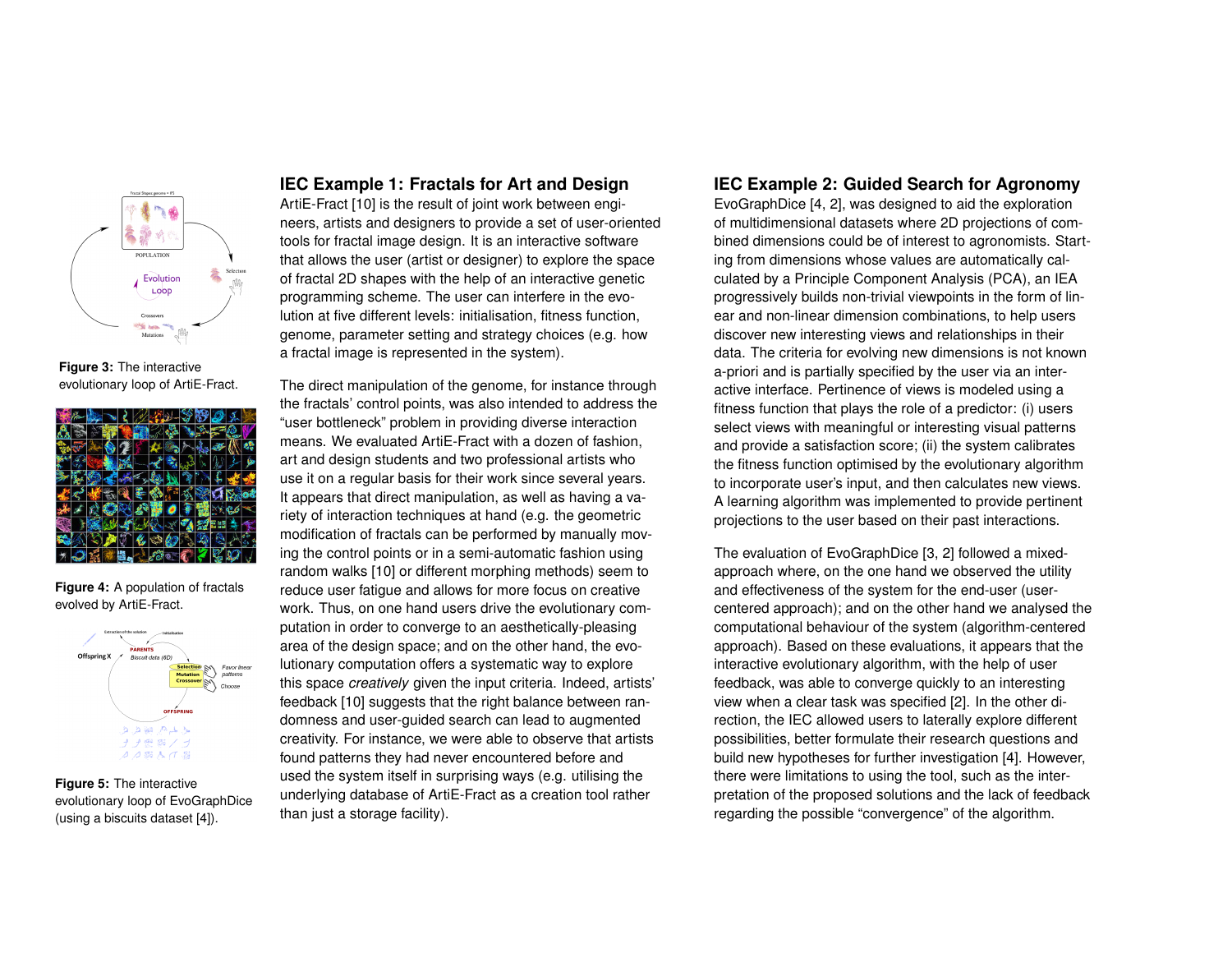Figure 3: The interactive evolutionary loop of ArtiE-Fract.

Figure 4: A population of fractals evolved by ArtiE-Fract.

Figure 5: The interactive evolutionary loop of EvoGraphDice (using a biscuits dataset [4]).

## IEC Example 1: Fractals for Art and Design

ArtiE-Fract [10] is the result of joint work between engineers, artists and designers to provide a set of user-oriented tools for fractal image design. It is an interactive software that allows the user (artist or designer) to explore the space of fractal 2D shapes with the help of an interactive genetic programming scheme. The user can interfere in the evolution at five different levels: initialisation, fitness function, genome, parameter setting and strategy choices (e.g. how a fractal image is represented in the system).

The direct manipulation of the genome, for instance through the fractals' control points, was also intended to address the "user bottleneck" problem in providing diverse interaction means. We evaluated ArtiE-Fract with a dozen of fashion, art and design students and two professional artists who use it on a regular basis for their work since several years. It appears that direct manipulation, as well as having a variety of interaction techniques at hand (e.g. the geometric modification of fractals can be performed by manually moving the control points or in a semi-automatic fashion using random walks [10] or different morphing methods) seem to reduce user fatigue and allows for more focus on creative work. Thus, on one hand users drive the evolutionary computation in order to converge to an aesthetically-pleasing area of the design space; and on the other hand, the evolutionary computation offers a systematic way to explore this space *creatively* given the input criteria. Indeed, artists' feedback [10] suggests that the right balance between randomness and user-guided search can lead to augmented creativity. For instance, we were able to observe that artists found patterns they had never encountered before and used the system itself in surprising ways (e.g. utilising the underlying database of ArtiE-Fract as a creation tool rather than just a storage facility).

## IEC Example 2: Guided Search for Agronomy

EvoGraphDice [4, 2], was designed to aid the exploration of multidimensional datasets where 2D projections of combined dimensions could be of interest to agronomists. Starting from dimensions whose values are automatically calculated by a Principle Component Analysis (PCA), an IEA progressively builds non-trivial viewpoints in the form of linear and non-linear dimension combinations, to help users discover new interesting views and relationships in their data. The criteria for evolving new dimensions is not known a-priori and is partially specified by the user via an interactive interface. Pertinence of views is modeled using a fitness function that plays the role of a predictor: (i) users select views with meaningful or interesting visual patterns and provide a satisfaction score; (ii) the system calibrates the fitness function optimised by the evolutionary algorithm to incorporate user's input, and then calculates new views. A learning algorithm was implemented to provide pertinent projections to the user based on their past interactions.

The evaluation of EvoGraphDice [3, 2] followed a mixed-approach where, on the one hand we observed the utility and effectiveness of the system for the end-user (user-centered approach); and on the other hand we analysed the computational behaviour of the system (algorithm-centered approach). Based on these evaluations, it appears that the interactive evolutionary algorithm, with the help of user feedback, was able to converge quickly to an interesting view when a clear task was specified [2]. In the other direction, the IEC allowed users to laterally explore different possibilities, better formulate their research questions and build new hypotheses for further investigation [4]. However, there were limitations to using the tool, such as the interpretation of the proposed solutions and the lack of feedback regarding the possible "convergence" of the algorithm.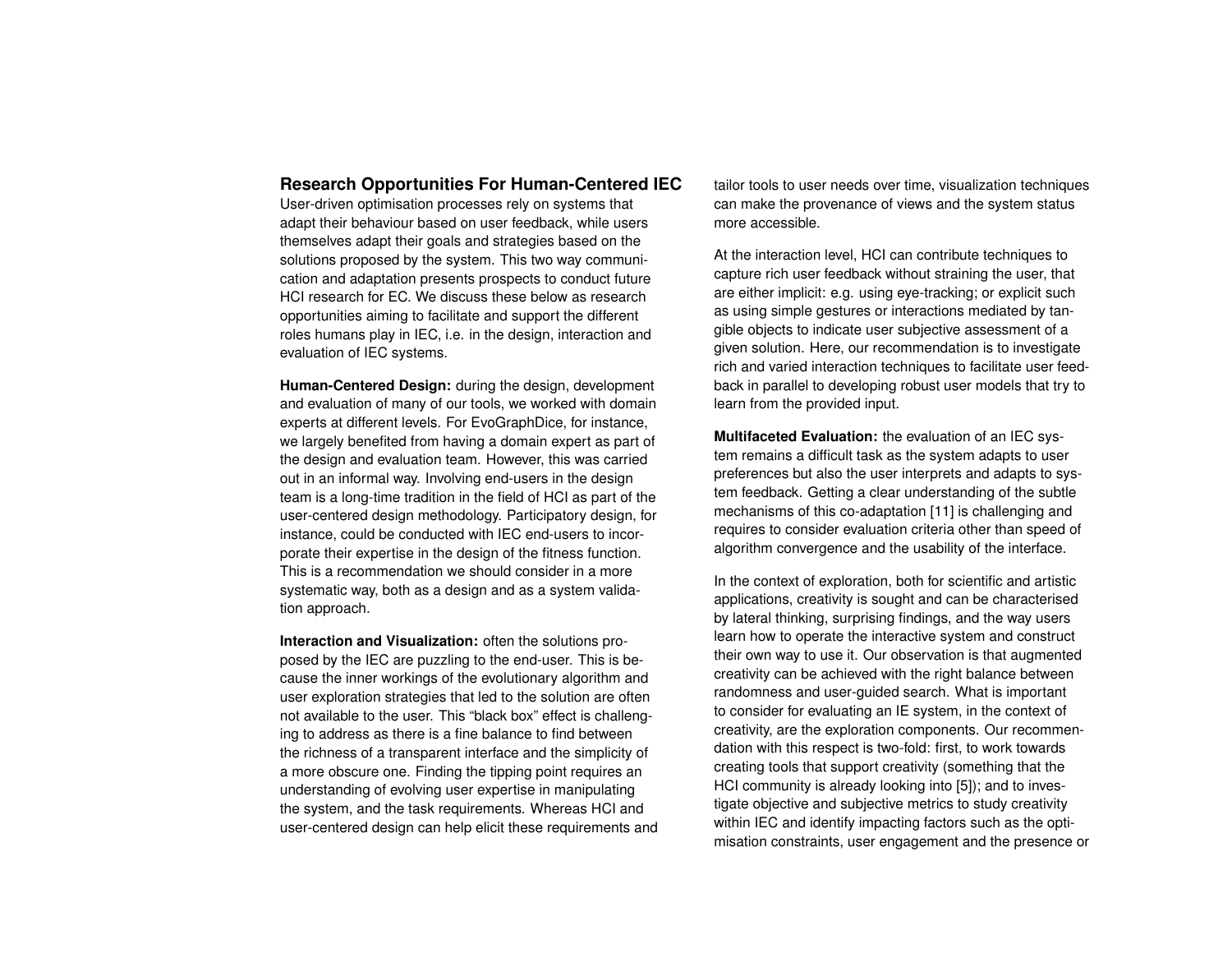## Research Opportunities For Human-Centered IEC

User-driven optimisation processes rely on systems that adapt their behaviour based on user feedback, while users themselves adapt their goals and strategies based on the solutions proposed by the system. This two way communication and adaptation presents prospects to conduct future HCI research for EC. We discuss these below as research opportunities aiming to facilitate and support the different roles humans play in IEC, i.e. in the design, interaction and evaluation of IEC systems.

**Human-Centered Design:** during the design, development and evaluation of many of our tools, we worked with domain experts at different levels. For EvoGraphDice, for instance, we largely benefited from having a domain expert as part of the design and evaluation team. However, this was carried out in an informal way. Involving end-users in the design team is a long-time tradition in the field of HCI as part of the user-centered design methodology. Participatory design, for instance, could be conducted with IEC end-users to incorporate their expertise in the design of the fitness function. This is a recommendation we should consider in a more systematic way, both as a design and as a system validation approach.

**Interaction and Visualization:** often the solutions proposed by the IEC are puzzling to the end-user. This is because the inner workings of the evolutionary algorithm and user exploration strategies that led to the solution are often not available to the user. This "black box" effect is challenging to address as there is a fine balance to find between the richness of a transparent interface and the simplicity of a more obscure one. Finding the tipping point requires an understanding of evolving user expertise in manipulating the system, and the task requirements. Whereas HCI and user-centered design can help elicit these requirements and tailor tools to user needs over time, visualization techniques can make the provenance of views and the system status more accessible.

At the interaction level, HCI can contribute techniques to capture rich user feedback without straining the user, that are either implicit: e.g. using eye-tracking; or explicit such as using simple gestures or interactions mediated by tangible objects to indicate user subjective assessment of a given solution. Here, our recommendation is to investigate rich and varied interaction techniques to facilitate user feedback in parallel to developing robust user models that try to learn from the provided input.

**Multifaceted Evaluation:** the evaluation of an IEC system remains a difficult task as the system adapts to user preferences but also the user interprets and adapts to system feedback. Getting a clear understanding of the subtle mechanisms of this co-adaptation [11] is challenging and requires to consider evaluation criteria other than speed of algorithm convergence and the usability of the interface.

In the context of exploration, both for scientific and artistic applications, creativity is sought and can be characterised by lateral thinking, surprising findings, and the way users learn how to operate the interactive system and construct their own way to use it. Our observation is that augmented creativity can be achieved with the right balance between randomness and user-guided search. What is important to consider for evaluating an IE system, in the context of creativity, are the exploration components. Our recommendation with this respect is two-fold: first, to work towards creating tools that support creativity (something that the HCI community is already looking into [5]); and to investigate objective and subjective metrics to study creativity within IEC and identify impacting factors such as the optimisation constraints, user engagement and the presence or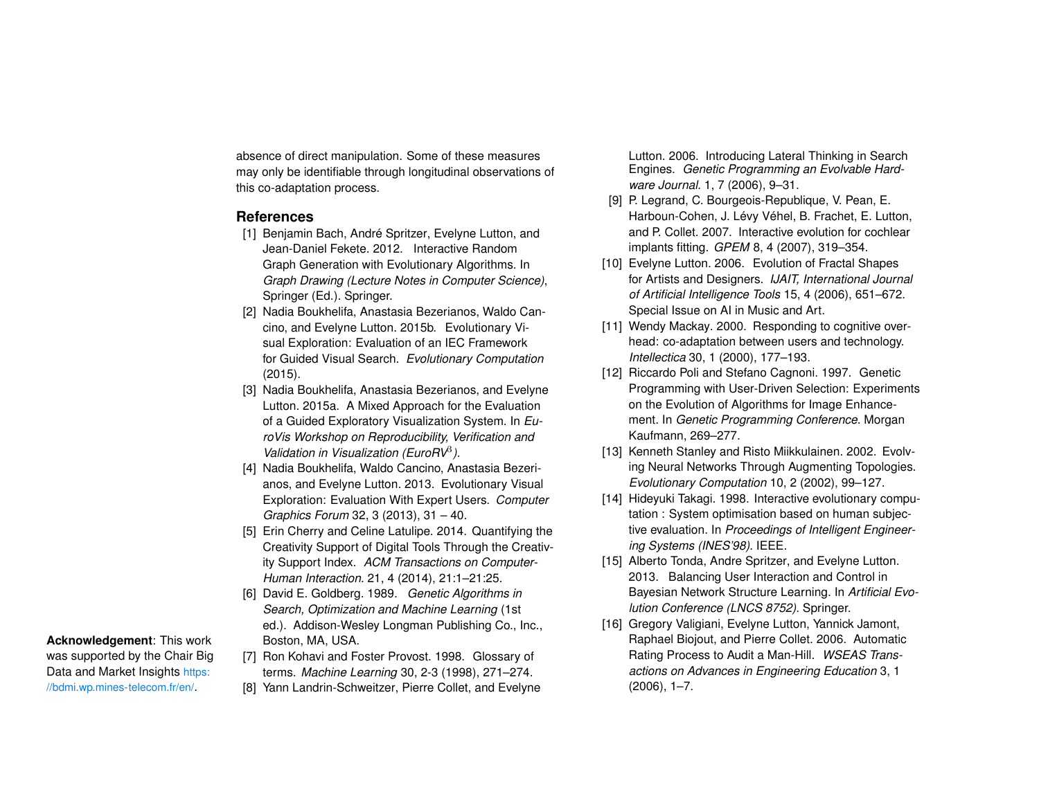absence of direct manipulation. Some of these measures may only be identifiable through longitudinal observations of this co-adaptation process.

## References

[1] Benjamin Bach, André Spritzer, Evelyne Lutton, and Jean-Daniel Fekete. 2012. Interactive Random Graph Generation with Evolutionary Algorithms. In *Graph Drawing (Lecture Notes in Computer Science)*, Springer (Ed.). Springer.

[2] Nadia Boukhelifa, Anastasia Bezerianos, Waldo Cancino, and Evelyne Lutton. 2015b. Evolutionary Visual Exploration: Evaluation of an IEC Framework for Guided Visual Search. *Evolutionary Computation* (2015).

[3] Nadia Boukhelifa, Anastasia Bezerianos, and Evelyne Lutton. 2015a. A Mixed Approach for the Evaluation of a Guided Exploratory Visualization System. In *EuroVis Workshop on Reproducibility, Verification and Validation in Visualization (EuroRV$^3$).*

[4] Nadia Boukhelifa, Waldo Cancino, Anastasia Bezerianos, and Evelyne Lutton. 2013. Evolutionary Visual Exploration: Evaluation With Expert Users. *Computer Graphics Forum* 32, 3 (2013), 31 – 40.

[5] Erin Cherry and Celine Latulipe. 2014. Quantifying the Creativity Support of Digital Tools Through the Creativity Support Index. *ACM Transactions on Computer-Human Interaction.* 21, 4 (2014), 21:1–21:25.

[6] David E. Goldberg. 1989. *Genetic Algorithms in Search, Optimization and Machine Learning* (1st ed.). Addison-Wesley Longman Publishing Co., Inc., Boston, MA, USA.

[7] Ron Kohavi and Foster Provost. 1998. Glossary of terms. *Machine Learning* 30, 2-3 (1998), 271–274.

[8] Yann Landrin-Schweitzer, Pierre Collet, and Evelyne Lutton. 2006. Introducing Lateral Thinking in Search Engines. *Genetic Programming an Evolvable Hardware Journal.* 1, 7 (2006), 9–31.

[9] P. Legrand, C. Bourgeois-Republique, V. Pean, E. Harboun-Cohen, J. Lévy Véhel, B. Frachet, E. Lutton, and P. Collet. 2007. Interactive evolution for cochlear implants fitting. *GPEM* 8, 4 (2007), 319–354.

[10] Evelyne Lutton. 2006. Evolution of Fractal Shapes for Artists and Designers. *IJAIT, International Journal of Artificial Intelligence Tools* 15, 4 (2006), 651–672. Special Issue on AI in Music and Art.

[11] Wendy Mackay. 2000. Responding to cognitive overhead: co-adaptation between users and technology. *Intellectica* 30, 1 (2000), 177–193.

[12] Riccardo Poli and Stefano Cagnoni. 1997. Genetic Programming with User-Driven Selection: Experiments on the Evolution of Algorithms for Image Enhancement. In *Genetic Programming Conference*. Morgan Kaufmann, 269–277.

[13] Kenneth Stanley and Risto Miikkulainen. 2002. Evolving Neural Networks Through Augmenting Topologies. *Evolutionary Computation* 10, 2 (2002), 99–127.

[14] Hideyuki Takagi. 1998. Interactive evolutionary computation : System optimisation based on human subjective evaluation. In *Proceedings of Intelligent Engineering Systems (INES'98)*. IEEE.

[15] Alberto Tonda, Andre Spritzer, and Evelyne Lutton. 2013. Balancing User Interaction and Control in Bayesian Network Structure Learning. In *Artificial Evolution Conference (LNCS 8752)*. Springer.

[16] Gregory Valigiani, Evelyne Lutton, Yannick Jamont, Raphael Biojout, and Pierre Collet. 2006. Automatic Rating Process to Audit a Man-Hill. *WSEAS Transactions on Advances in Engineering Education* 3, 1 (2006), 1–7.

**Acknowledgement**: This work was supported by the Chair Big Data and Market Insights https://bdmi.wp.mines-telecom.fr/en/.